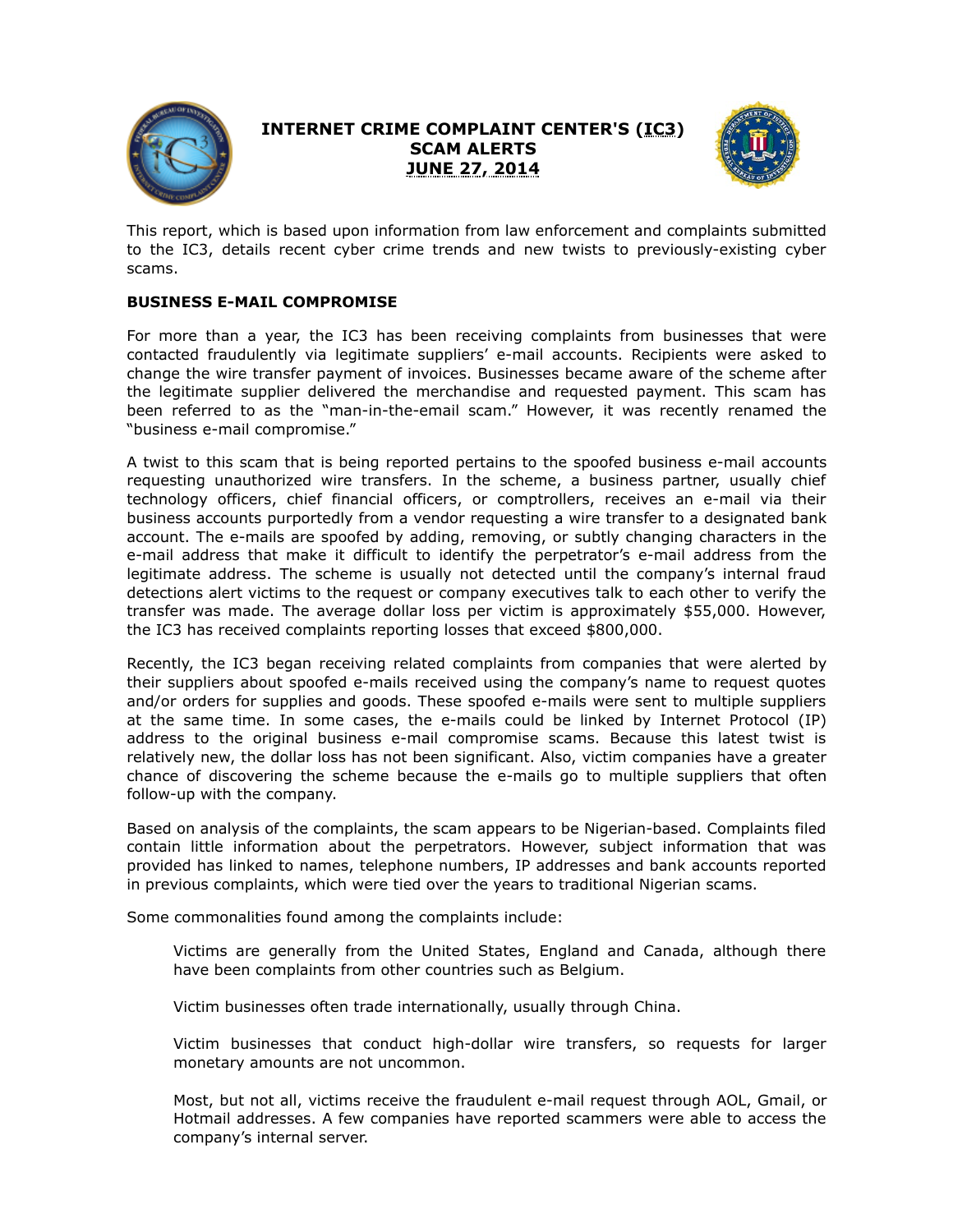# INTERNET CRIME COMPLAINT CENTER'S (IC3) SCAM ALERTS JUNE 27, 2014

This report, which is based upon information from law enforcement and complaints submitted to the IC3, details recent cyber crime trends and new twists to previously-existing cyber scams.

## BUSINESS E-MAIL COMPROMISE

For more than a year, the IC3 has been receiving complaints from businesses that were contacted fraudulently via legitimate suppliers' e-mail accounts. Recipients were asked to change the wire transfer payment of invoices. Businesses became aware of the scheme after the legitimate supplier delivered the merchandise and requested payment. This scam has been referred to as the "man-in-the-email scam." However, it was recently renamed the "business e-mail compromise."

A twist to this scam that is being reported pertains to the spoofed business e-mail accounts requesting unauthorized wire transfers. In the scheme, a business partner, usually chief technology officers, chief financial officers, or comptrollers, receives an e-mail via their business accounts purportedly from a vendor requesting a wire transfer to a designated bank account. The e-mails are spoofed by adding, removing, or subtly changing characters in the e-mail address that make it difficult to identify the perpetrator's e-mail address from the legitimate address. The scheme is usually not detected until the company's internal fraud detections alert victims to the request or company executives talk to each other to verify the transfer was made. The average dollar loss per victim is approximately $55,000. However, the IC3 has received complaints reporting losses that exceed $800,000.

Recently, the IC3 began receiving related complaints from companies that were alerted by their suppliers about spoofed e-mails received using the company's name to request quotes and/or orders for supplies and goods. These spoofed e-mails were sent to multiple suppliers at the same time. In some cases, the e-mails could be linked by Internet Protocol (IP) address to the original business e-mail compromise scams. Because this latest twist is relatively new, the dollar loss has not been significant. Also, victim companies have a greater chance of discovering the scheme because the e-mails go to multiple suppliers that often follow-up with the company.

Based on analysis of the complaints, the scam appears to be Nigerian-based. Complaints filed contain little information about the perpetrators. However, subject information that was provided has linked to names, telephone numbers, IP addresses and bank accounts reported in previous complaints, which were tied over the years to traditional Nigerian scams.

Some commonalities found among the complaints include:

> Victims are generally from the United States, England and Canada, although there have been complaints from other countries such as Belgium.
>
> Victim businesses often trade internationally, usually through China.
>
> Victim businesses that conduct high-dollar wire transfers, so requests for larger monetary amounts are not uncommon.
>
> Most, but not all, victims receive the fraudulent e-mail request through AOL, Gmail, or Hotmail addresses. A few companies have reported scammers were able to access the company's internal server.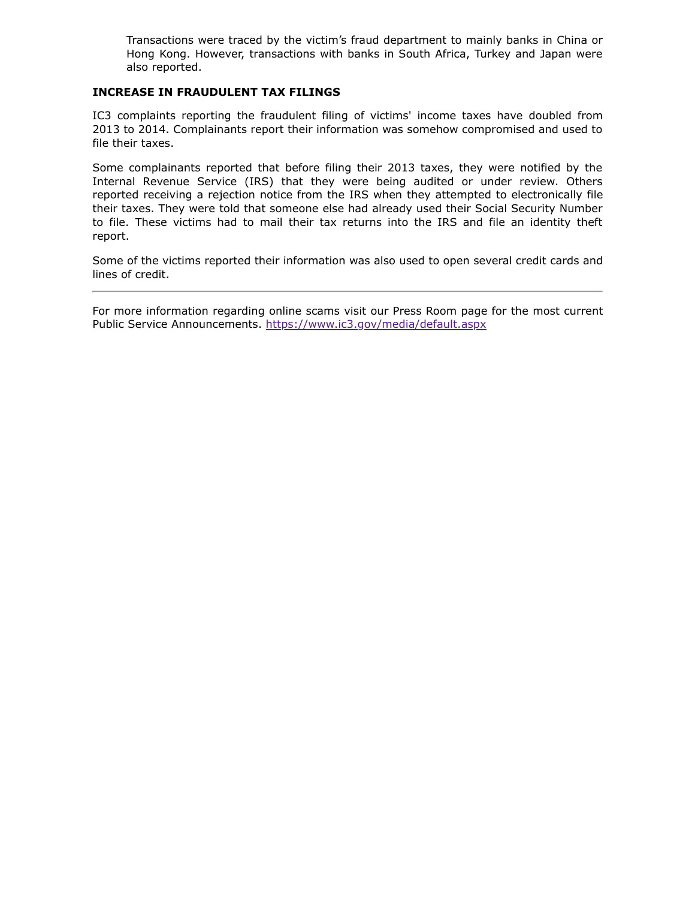Transactions were traced by the victim's fraud department to mainly banks in China or Hong Kong. However, transactions with banks in South Africa, Turkey and Japan were also reported.

**INCREASE IN FRAUDULENT TAX FILINGS**

IC3 complaints reporting the fraudulent filing of victims' income taxes have doubled from 2013 to 2014. Complainants report their information was somehow compromised and used to file their taxes.

Some complainants reported that before filing their 2013 taxes, they were notified by the Internal Revenue Service (IRS) that they were being audited or under review. Others reported receiving a rejection notice from the IRS when they attempted to electronically file their taxes. They were told that someone else had already used their Social Security Number to file. These victims had to mail their tax returns into the IRS and file an identity theft report.

Some of the victims reported their information was also used to open several credit cards and lines of credit.

---

For more information regarding online scams visit our Press Room page for the most current Public Service Announcements. https://www.ic3.gov/media/default.aspx